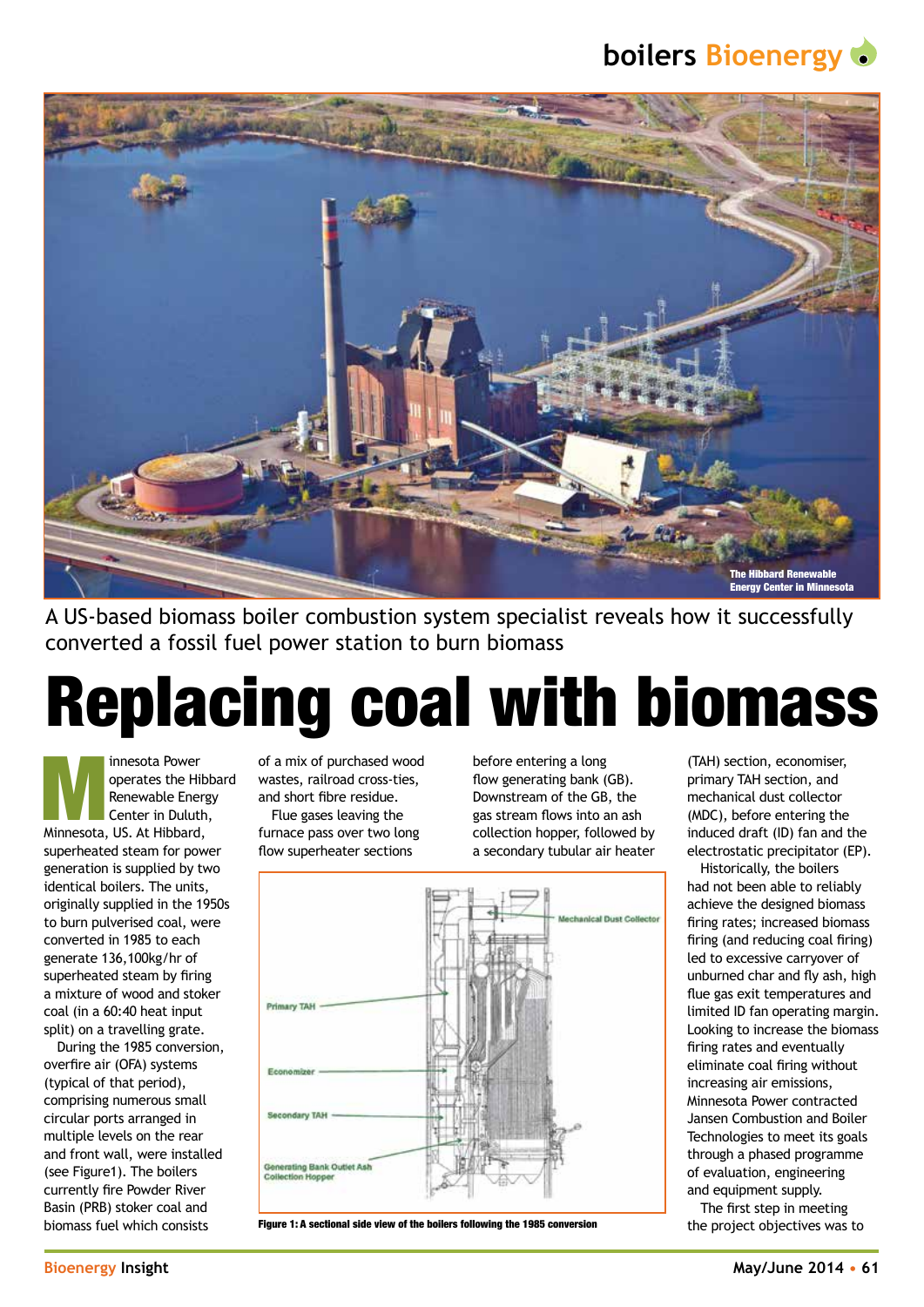The Hibbard Renewable Energy Center in Minnesota

A US-based biomass boiler combustion system specialist reveals how it successfully converted a fossil fuel power station to burn biomass

# Replacing coal with biomass

Minnesota Power operates the Hibbard Renewable Energy Center in Duluth, Minnesota, US. At Hibbard, superheated steam for power generation is supplied by two identical boilers. The units, originally supplied in the 1950s to burn pulverised coal, were converted in 1985 to each generate 136,100kg/hr of superheated steam by firing a mixture of wood and stoker coal (in a 60:40 heat input split) on a travelling grate.

During the 1985 conversion, overfire air (OFA) systems (typical of that period), comprising numerous small circular ports arranged in multiple levels on the rear and front wall, were installed (see Figure1). The boilers currently fire Powder River Basin (PRB) stoker coal and biomass fuel which consists of a mix of purchased wood wastes, railroad cross-ties, and short fibre residue.

Flue gases leaving the furnace pass over two long flow superheater sections before entering a long flow generating bank (GB). Downstream of the GB, the gas stream flows into an ash collection hopper, followed by a secondary tubular air heater (TAH) section, economiser, primary TAH section, and mechanical dust collector (MDC), before entering the induced draft (ID) fan and the electrostatic precipitator (EP).

Mechanical Dust Collector

Primary TAH

Economizer

Secondary TAH

Generating Bank Outlet Ash Collection Hopper

**Figure 1: A sectional side view of the boilers following the 1985 conversion**

Historically, the boilers had not been able to reliably achieve the designed biomass firing rates; increased biomass firing (and reducing coal firing) led to excessive carryover of unburned char and fly ash, high flue gas exit temperatures and limited ID fan operating margin. Looking to increase the biomass firing rates and eventually eliminate coal firing without increasing air emissions, Minnesota Power contracted Jansen Combustion and Boiler Technologies to meet its goals through a phased programme of evaluation, engineering and equipment supply.

The first step in meeting the project objectives was to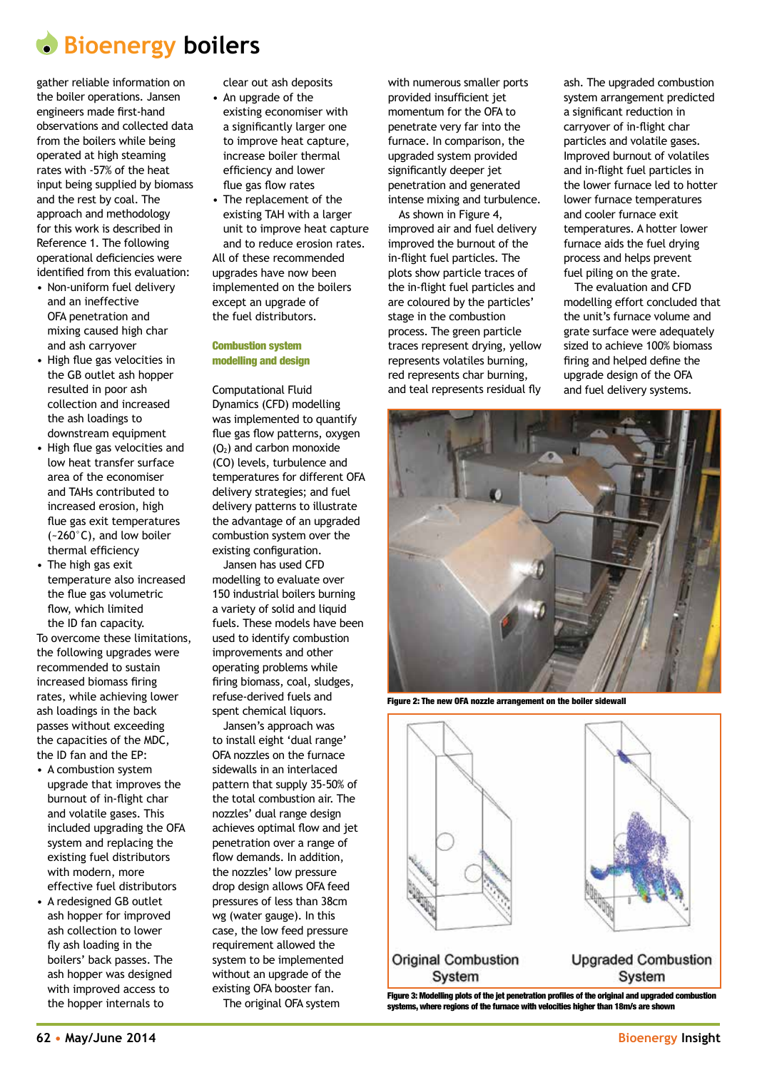gather reliable information on the boiler operations. Jansen engineers made first-hand observations and collected data from the boilers while being operated at high steaming rates with ~57% of the heat input being supplied by biomass and the rest by coal. The approach and methodology for this work is described in Reference 1. The following operational deficiencies were identified from this evaluation:

- Non-uniform fuel delivery and an ineffective OFA penetration and mixing caused high char and ash carryover
- High flue gas velocities in the GB outlet ash hopper resulted in poor ash collection and increased the ash loadings to downstream equipment
- High flue gas velocities and low heat transfer surface area of the economiser and TAHs contributed to increased erosion, high flue gas exit temperatures (~260°C), and low boiler thermal efficiency
- The high gas exit temperature also increased the flue gas volumetric flow, which limited the ID fan capacity.

To overcome these limitations, the following upgrades were recommended to sustain increased biomass firing rates, while achieving lower ash loadings in the back passes without exceeding the capacities of the MDC, the ID fan and the EP:

- A combustion system upgrade that improves the burnout of in-flight char and volatile gases. This included upgrading the OFA system and replacing the existing fuel distributors with modern, more effective fuel distributors
- A redesigned GB outlet ash hopper for improved ash collection to lower fly ash loading in the boilers' back passes. The ash hopper was designed with improved access to the hopper internals to clear out ash deposits
- An upgrade of the existing economiser with a significantly larger one to improve heat capture, increase boiler thermal efficiency and lower flue gas flow rates
- The replacement of the existing TAH with a larger unit to improve heat capture and to reduce erosion rates.

All of these recommended upgrades have now been implemented on the boilers except an upgrade of the fuel distributors.

## Combustion system modelling and design

Computational Fluid Dynamics (CFD) modelling was implemented to quantify flue gas flow patterns, oxygen ($O_2$) and carbon monoxide (CO) levels, turbulence and temperatures for different OFA delivery strategies; and fuel delivery patterns to illustrate the advantage of an upgraded combustion system over the existing configuration.

Jansen has used CFD modelling to evaluate over 150 industrial boilers burning a variety of solid and liquid fuels. These models have been used to identify combustion improvements and other operating problems while firing biomass, coal, sludges, refuse-derived fuels and spent chemical liquors.

Jansen's approach was to install eight 'dual range' OFA nozzles on the furnace sidewalls in an interlaced pattern that supply 35-50% of the total combustion air. The nozzles' dual range design achieves optimal flow and jet penetration over a range of flow demands. In addition, the nozzles' low pressure drop design allows OFA feed pressures of less than 38cm wg (water gauge). In this case, the low feed pressure requirement allowed the system to be implemented without an upgrade of the existing OFA booster fan.

The original OFA system with numerous smaller ports provided insufficient jet momentum for the OFA to penetrate very far into the furnace. In comparison, the upgraded system provided significantly deeper jet penetration and generated intense mixing and turbulence.

As shown in Figure 4, improved air and fuel delivery improved the burnout of the in-flight fuel particles. The plots show particle traces of the in-flight fuel particles and are coloured by the particles' stage in the combustion process. The green particle traces represent drying, yellow represents volatiles burning, red represents char burning, and teal represents residual fly ash. The upgraded combustion system arrangement predicted a significant reduction in carryover of in-flight char particles and volatile gases. Improved burnout of volatiles and in-flight fuel particles in the lower furnace led to hotter lower furnace temperatures and cooler furnace exit temperatures. A hotter lower furnace aids the fuel drying process and helps prevent fuel piling on the grate.

The evaluation and CFD modelling effort concluded that the unit's furnace volume and grate surface were adequately sized to achieve 100% biomass firing and helped define the upgrade design of the OFA and fuel delivery systems.

Figure 2: The new OFA nozzle arrangement on the boiler sidewall

Original Combustion System

Upgraded Combustion System

Figure 3: Modelling plots of the jet penetration profiles of the original and upgraded combustion systems, where regions of the furnace with velocities higher than 18m/s are shown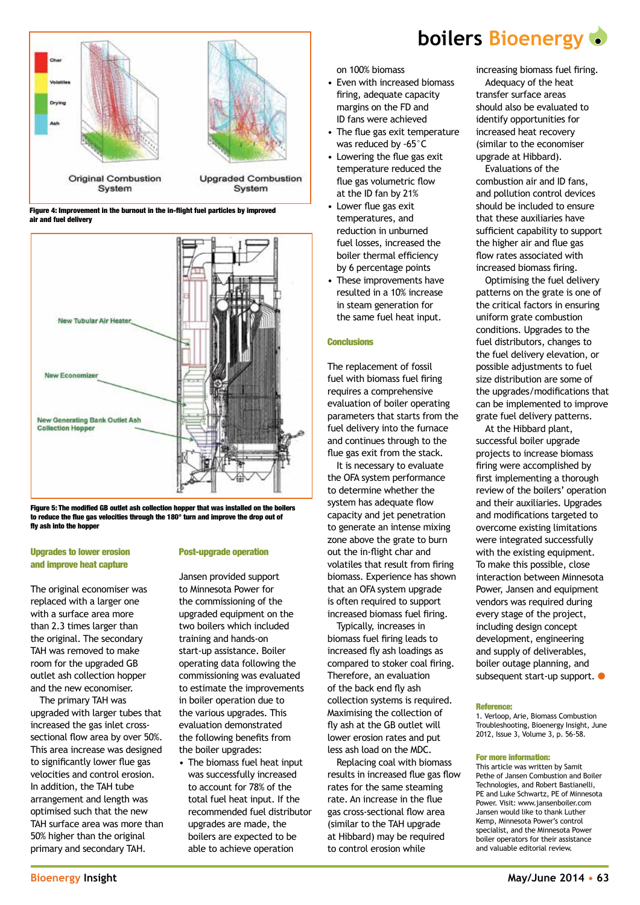Char

Volatiles

Drying

Ash

Original Combustion System

Upgraded Combustion System

Figure 4: Improvement in the burnout in the in-flight fuel particles by improved air and fuel delivery

New Tubular Air Heater

New Economizer

New Generating Bank Outlet Ash Collection Hopper

Figure 5: The modified GB outlet ash collection hopper that was installed on the boilers to reduce the flue gas velocities through the 180° turn and improve the drop out of fly ash into the hopper

## Upgrades to lower erosion and improve heat capture

The original economiser was replaced with a larger one with a surface area more than 2.3 times larger than the original. The secondary TAH was removed to make room for the upgraded GB outlet ash collection hopper and the new economiser.

The primary TAH was upgraded with larger tubes that increased the gas inlet cross-sectional flow area by over 50%. This area increase was designed to significantly lower flue gas velocities and control erosion. In addition, the TAH tube arrangement and length was optimised such that the new TAH surface area was more than 50% higher than the original primary and secondary TAH.

## Post-upgrade operation

Jansen provided support to Minnesota Power for the commissioning of the upgraded equipment on the two boilers which included training and hands-on start-up assistance. Boiler operating data following the commissioning was evaluated to estimate the improvements in boiler operation due to the various upgrades. This evaluation demonstrated the following benefits from the boiler upgrades:

- The total fuel heat input was successfully increased to account for 78% of the total fuel heat input. If the recommended fuel distributor upgrades are made, the boilers are expected to be able to achieve operation on 100% biomass
- Even with increased biomass firing, adequate capacity margins on the FD and ID fans were achieved
- The flue gas exit temperature was reduced by -65°C
- Lowering the flue gas exit temperature reduced the flue gas volumetric flow at the ID fan by 21%
- Lower flue gas exit temperatures, and reduction in unburned fuel losses, increased the boiler thermal efficiency by 6 percentage points
- These improvements have resulted in a 10% increase in steam generation for the same fuel heat input.

## Conclusions

The replacement of fossil fuel with biomass fuel firing requires a comprehensive evaluation of boiler operating parameters that starts from the fuel delivery into the furnace and continues through to the flue gas exit from the stack.

It is necessary to evaluate the OFA system performance to determine whether the system has adequate flow capacity and jet penetration to generate an intense mixing zone above the grate to burn out the in-flight char and volatiles that result from firing biomass. Experience has shown that an OFA system upgrade is often required to support increased biomass fuel firing.

Typically, increases in biomass fuel firing leads to increased fly ash loadings as compared to stoker coal firing. Therefore, an evaluation of the back end fly ash collection systems is required. Maximising the collection of fly ash at the GB outlet will lower erosion rates and put less ash load on the MDC.

Replacing coal with biomass results in increased flue gas flow rates for the same steaming rate. An increase in the flue gas cross-sectional flow area (similar to the TAH upgrade at Hibbard) may be required to control erosion while increasing biomass fuel firing.

Adequacy of the heat transfer surface areas should also be evaluated to identify opportunities for increased heat recovery (similar to the economiser upgrade at Hibbard).

Evaluations of the combustion air and ID fans, and pollution control devices should be included to ensure that these auxiliaries have sufficient capability to support the higher air and flue gas flow rates associated with increased biomass firing.

Optimising the fuel delivery patterns on the grate is one of the critical factors in ensuring uniform grate combustion conditions. Upgrades to the fuel distributors, changes to the fuel delivery elevation, or possible adjustments to fuel size distribution are some of the upgrades/modifications that can be implemented to improve grate fuel delivery patterns.

At the Hibbard plant, successful boiler upgrade projects to increase biomass firing were accomplished by first implementing a thorough review of the boilers' operation and their auxiliaries. Upgrades and modifications targeted to overcome existing limitations were integrated successfully with the existing equipment. To make this possible, close interaction between Minnesota Power, Jansen and equipment vendors was required during every stage of the project, including design concept development, engineering and supply of deliverables, boiler outage planning, and subsequent start-up support. ●

### Reference:

1. Verloop, Arie, Biomass Combustion Troubleshooting, Bioenergy Insight, June 2012, Issue 3, Volume 3, p. 56-58.

### For more information:

This article was written by Samit Pethe of Jansen Combustion and Boiler Technologies, and Robert Bastianelli, PE and Luke Schwartz, PE of Minnesota Power. Visit: www.jansenboiler.com Jansen would like to thank Luther Kemp, Minnesota Power's control specialist, and the Minnesota Power boiler operators for their assistance and valuable editorial review.